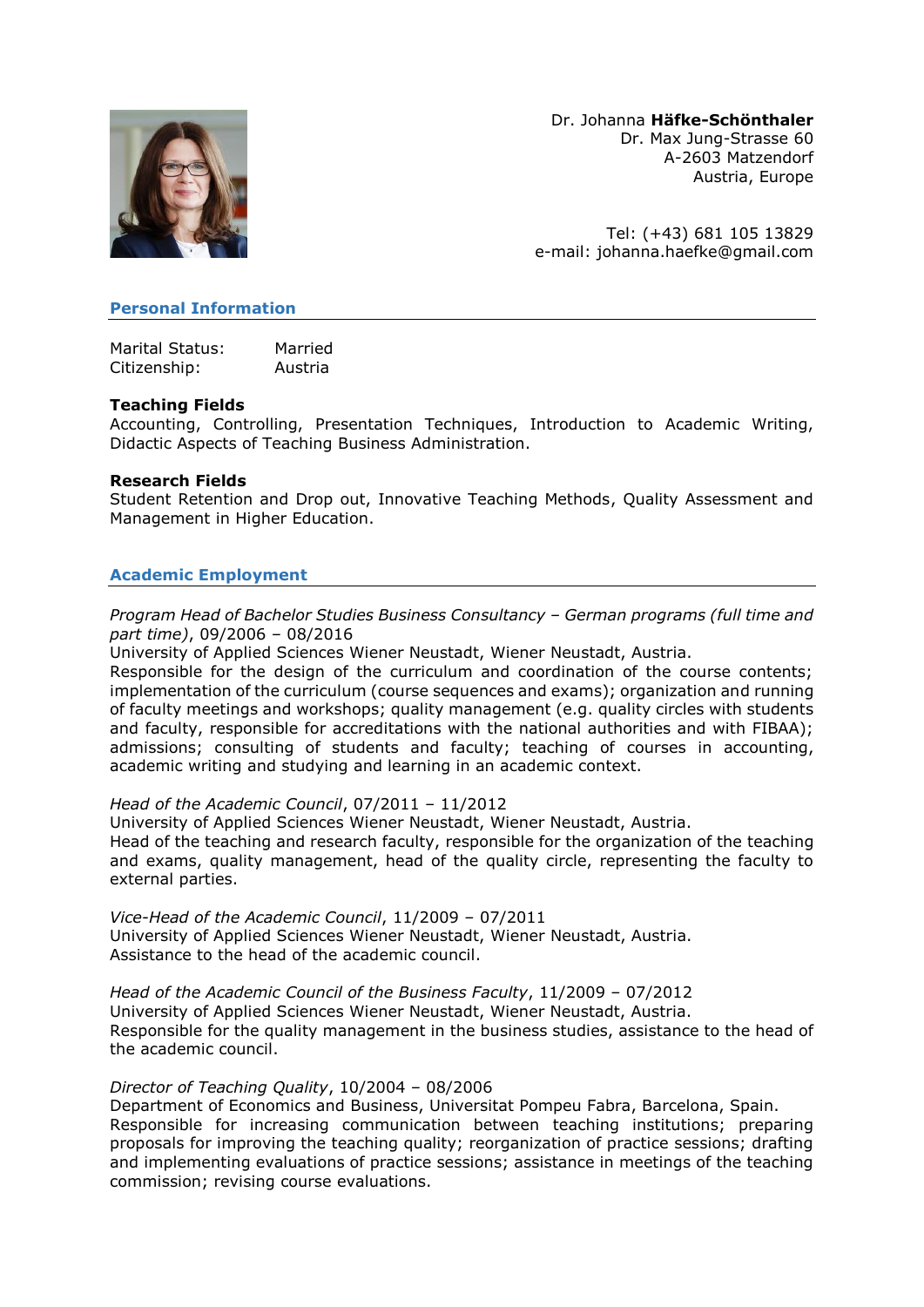Dr. Johanna **Häfke-Schönthaler**
Dr. Max Jung-Strasse 60
A-2603 Matzendorf
Austria, Europe

Tel: (+43) 681 105 13829
e-mail: johanna.haefke@gmail.com

## Personal Information

| | |
|---|---|
| Marital Status: | Married |
| Citizenship: | Austria |

**Teaching Fields**
Accounting, Controlling, Presentation Techniques, Introduction to Academic Writing, Didactic Aspects of Teaching Business Administration.

**Research Fields**
Student Retention and Drop out, Innovative Teaching Methods, Quality Assessment and Management in Higher Education.

## Academic Employment

*Program Head of Bachelor Studies Business Consultancy – German programs (full time and part time)*, 09/2006 – 08/2016
University of Applied Sciences Wiener Neustadt, Wiener Neustadt, Austria.
Responsible for the design of the curriculum and coordination of the course contents; implementation of the curriculum (course sequences and exams); organization and running of faculty meetings and workshops; quality management (e.g. quality circles with students and faculty, responsible for accreditations with the national authorities and with FIBAA); admissions; consulting of students and faculty; teaching of courses in accounting, academic writing and studying and learning in an academic context.

*Head of the Academic Council*, 07/2011 – 11/2012
University of Applied Sciences Wiener Neustadt, Wiener Neustadt, Austria.
Head of the teaching and research faculty, responsible for the organization of the teaching and exams, quality management, head of the quality circle, representing the faculty to external parties.

*Vice-Head of the Academic Council*, 11/2009 – 07/2011
University of Applied Sciences Wiener Neustadt, Wiener Neustadt, Austria.
Assistance to the head of the academic council.

*Head of the Academic Council of the Business Faculty*, 11/2009 – 07/2012
University of Applied Sciences Wiener Neustadt, Wiener Neustadt, Austria.
Responsible for the quality management in the business studies, assistance to the head of the academic council.

*Director of Teaching Quality*, 10/2004 – 08/2006
Department of Economics and Business, Universitat Pompeu Fabra, Barcelona, Spain.
Responsible for increasing communication between teaching institutions; preparing proposals for improving the teaching quality; reorganization of practice sessions; drafting and implementing evaluations of practice sessions; assistance in meetings of the teaching commission; revising course evaluations.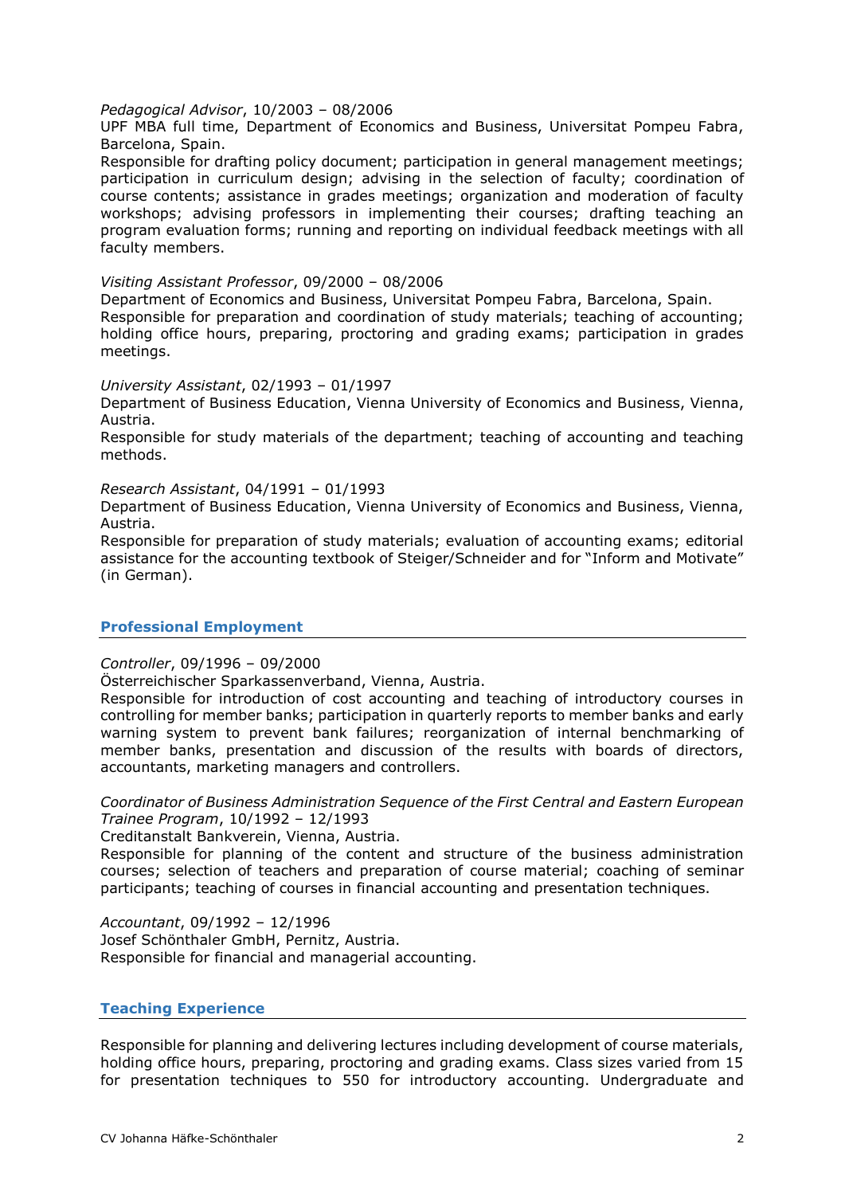*Pedagogical Advisor*, 10/2003 – 08/2006
UPF MBA full time, Department of Economics and Business, Universitat Pompeu Fabra, Barcelona, Spain.
Responsible for drafting policy document; participation in general management meetings; participation in curriculum design; advising in the selection of faculty; coordination of course contents; assistance in grades meetings; organization and moderation of faculty workshops; advising professors in implementing their courses; drafting teaching an program evaluation forms; running and reporting on individual feedback meetings with all faculty members.

*Visiting Assistant Professor*, 09/2000 – 08/2006
Department of Economics and Business, Universitat Pompeu Fabra, Barcelona, Spain.
Responsible for preparation and coordination of study materials; teaching of accounting; holding office hours, preparing, proctoring and grading exams; participation in grades meetings.

*University Assistant*, 02/1993 – 01/1997
Department of Business Education, Vienna University of Economics and Business, Vienna, Austria.
Responsible for study materials of the department; teaching of accounting and teaching methods.

*Research Assistant*, 04/1991 – 01/1993
Department of Business Education, Vienna University of Economics and Business, Vienna, Austria.
Responsible for preparation of study materials; evaluation of accounting exams; editorial assistance for the accounting textbook of Steiger/Schneider and for "Inform and Motivate" (in German).

## Professional Employment

*Controller*, 09/1996 – 09/2000
Österreichischer Sparkassenverband, Vienna, Austria.
Responsible for introduction of cost accounting and teaching of introductory courses in controlling for member banks; participation in quarterly reports to member banks and early warning system to prevent bank failures; reorganization of internal benchmarking of member banks, presentation and discussion of the results with boards of directors, accountants, marketing managers and controllers.

*Coordinator of Business Administration Sequence of the First Central and Eastern European Trainee Program*, 10/1992 – 12/1993
Creditanstalt Bankverein, Vienna, Austria.
Responsible for planning of the content and structure of the business administration courses; selection of teachers and preparation of course material; coaching of seminar participants; teaching of courses in financial accounting and presentation techniques.

*Accountant*, 09/1992 – 12/1996
Josef Schönthaler GmbH, Pernitz, Austria.
Responsible for financial and managerial accounting.

## Teaching Experience

Responsible for planning and delivering lectures including development of course materials, holding office hours, preparing, proctoring and grading exams. Class sizes varied from 15 for presentation techniques to 550 for introductory accounting. Undergraduate and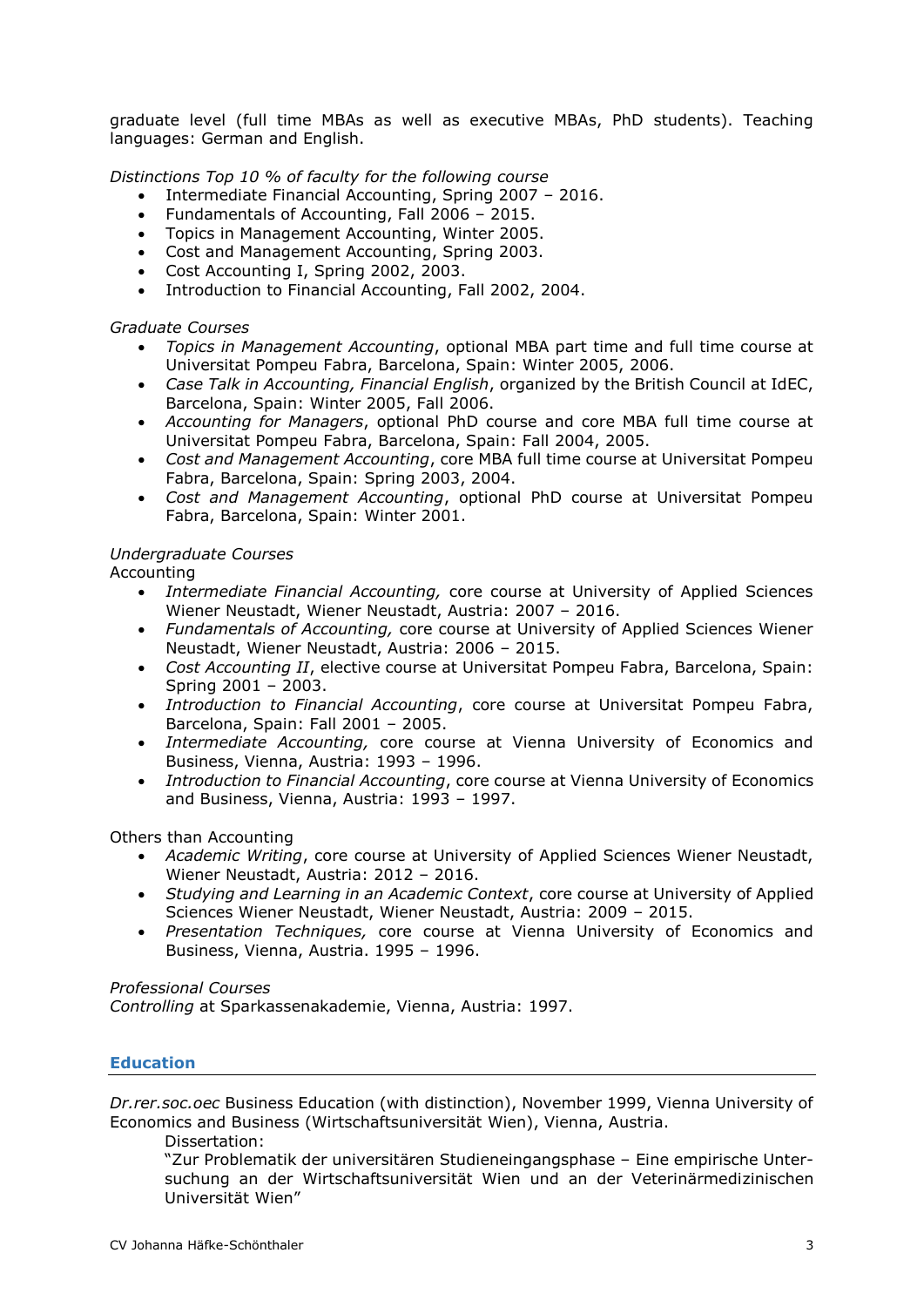graduate level (full time MBAs as well as executive MBAs, PhD students). Teaching languages: German and English.

*Distinctions Top 10 % of faculty for the following course*

- Intermediate Financial Accounting, Spring 2007 – 2016.
- Fundamentals of Accounting, Fall 2006 – 2015.
- Topics in Management Accounting, Winter 2005.
- Cost and Management Accounting, Spring 2003.
- Cost Accounting I, Spring 2002, 2003.
- Introduction to Financial Accounting, Fall 2002, 2004.

*Graduate Courses*

- *Topics in Management Accounting*, optional MBA part time and full time course at Universitat Pompeu Fabra, Barcelona, Spain: Winter 2005, 2006.
- *Case Talk in Accounting, Financial English*, organized by the British Council at IdEC, Barcelona, Spain: Winter 2005, Fall 2006.
- *Accounting for Managers*, optional PhD course and core MBA full time course at Universitat Pompeu Fabra, Barcelona, Spain: Fall 2004, 2005.
- *Cost and Management Accounting*, core MBA full time course at Universitat Pompeu Fabra, Barcelona, Spain: Spring 2003, 2004.
- *Cost and Management Accounting*, optional PhD course at Universitat Pompeu Fabra, Barcelona, Spain: Winter 2001.

*Undergraduate Courses*
Accounting

- *Intermediate Financial Accounting,* core course at University of Applied Sciences Wiener Neustadt, Wiener Neustadt, Austria: 2007 – 2016.
- *Fundamentals of Accounting,* core course at University of Applied Sciences Wiener Neustadt, Wiener Neustadt, Austria: 2006 – 2015.
- *Cost Accounting II*, elective course at Universitat Pompeu Fabra, Barcelona, Spain: Spring 2001 – 2003.
- *Introduction to Financial Accounting*, core course at Universitat Pompeu Fabra, Barcelona, Spain: Fall 2001 – 2005.
- *Intermediate Accounting,* core course at Vienna University of Economics and Business, Vienna, Austria: 1993 – 1996.
- *Introduction to Financial Accounting*, core course at Vienna University of Economics and Business, Vienna, Austria: 1993 – 1997.

Others than Accounting

- *Academic Writing*, core course at University of Applied Sciences Wiener Neustadt, Wiener Neustadt, Austria: 2012 – 2016.
- *Studying and Learning in an Academic Context*, core course at University of Applied Sciences Wiener Neustadt, Wiener Neustadt, Austria: 2009 – 2015.
- *Presentation Techniques,* core course at Vienna University of Economics and Business, Vienna, Austria. 1995 – 1996.

*Professional Courses*
*Controlling* at Sparkassenakademie, Vienna, Austria: 1997.

## Education

*Dr.rer.soc.oec* Business Education (with distinction), November 1999, Vienna University of Economics and Business (Wirtschaftsuniversität Wien), Vienna, Austria.

Dissertation:
"Zur Problematik der universitären Studieneingangsphase – Eine empirische Untersuchung an der Wirtschaftsuniversität Wien und an der Veterinärmedizinischen Universität Wien"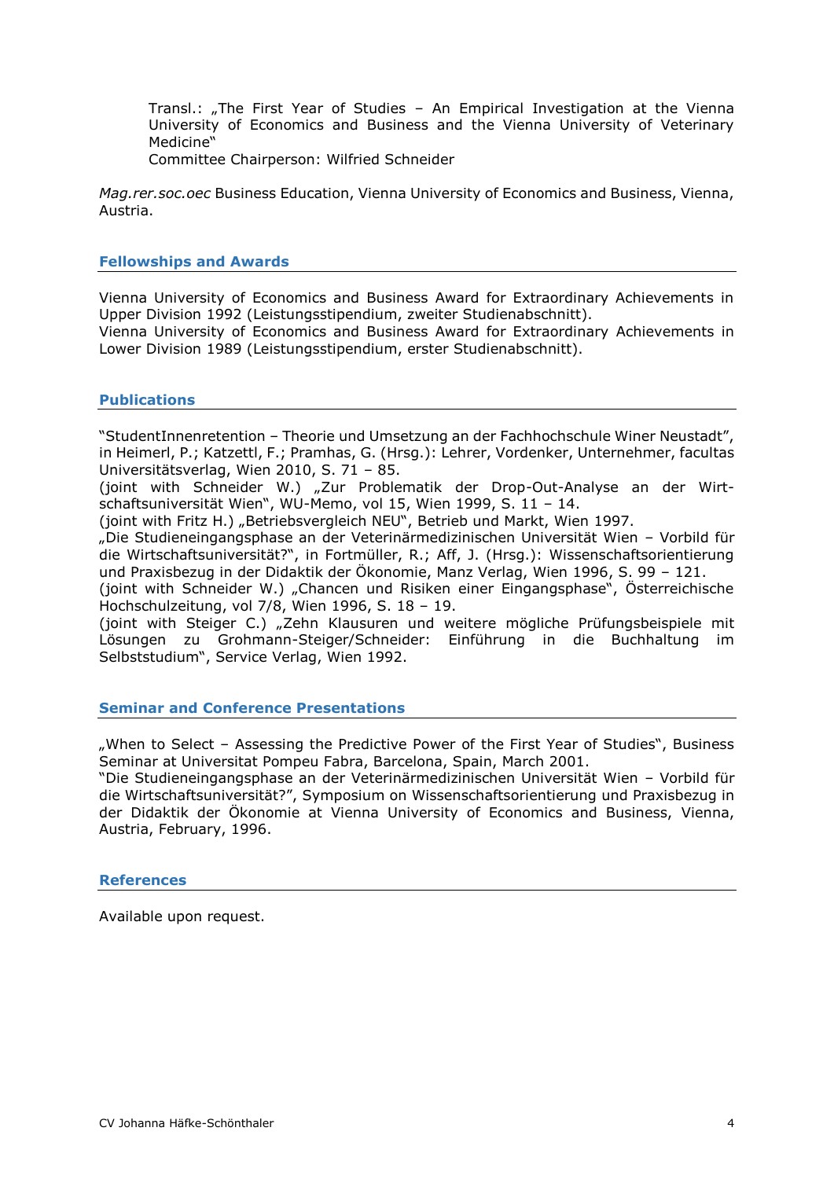Transl.: „The First Year of Studies – An Empirical Investigation at the Vienna University of Economics and Business and the Vienna University of Veterinary Medicine"
Committee Chairperson: Wilfried Schneider

*Mag.rer.soc.oec* Business Education, Vienna University of Economics and Business, Vienna, Austria.

## Fellowships and Awards

Vienna University of Economics and Business Award for Extraordinary Achievements in Upper Division 1992 (Leistungsstipendium, zweiter Studienabschnitt).
Vienna University of Economics and Business Award for Extraordinary Achievements in Lower Division 1989 (Leistungsstipendium, erster Studienabschnitt).

## Publications

"StudentInnenretention – Theorie und Umsetzung an der Fachhochschule Winer Neustadt", in Heimerl, P.; Katzettl, F.; Pramhas, G. (Hrsg.): Lehrer, Vordenker, Unternehmer, facultas Universitätsverlag, Wien 2010, S. 71 – 85.
(joint with Schneider W.) „Zur Problematik der Drop-Out-Analyse an der Wirtschaftsuniversität Wien", WU-Memo, vol 15, Wien 1999, S. 11 – 14.
(joint with Fritz H.) „Betriebsvergleich NEU", Betrieb und Markt, Wien 1997.
„Die Studieneingangsphase an der Veterinärmedizinischen Universität Wien – Vorbild für die Wirtschaftsuniversität?", in Fortmüller, R.; Aff, J. (Hrsg.): Wissenschaftsorientierung und Praxisbezug in der Didaktik der Ökonomie, Manz Verlag, Wien 1996, S. 99 – 121.
(joint with Schneider W.) „Chancen und Risiken einer Eingangsphase", Österreichische Hochschulzeitung, vol 7/8, Wien 1996, S. 18 – 19.
(joint with Steiger C.) „Zehn Klausuren und weitere mögliche Prüfungsbeispiele mit Lösungen zu Grohmann-Steiger/Schneider: Einführung in die Buchhaltung im Selbststudium", Service Verlag, Wien 1992.

## Seminar and Conference Presentations

„When to Select – Assessing the Predictive Power of the First Year of Studies", Business Seminar at Universitat Pompeu Fabra, Barcelona, Spain, March 2001.
"Die Studieneingangsphase an der Veterinärmedizinischen Universität Wien – Vorbild für die Wirtschaftsuniversität?", Symposium on Wissenschaftsorientierung und Praxisbezug in der Didaktik der Ökonomie at Vienna University of Economics and Business, Vienna, Austria, February, 1996.

## References

Available upon request.